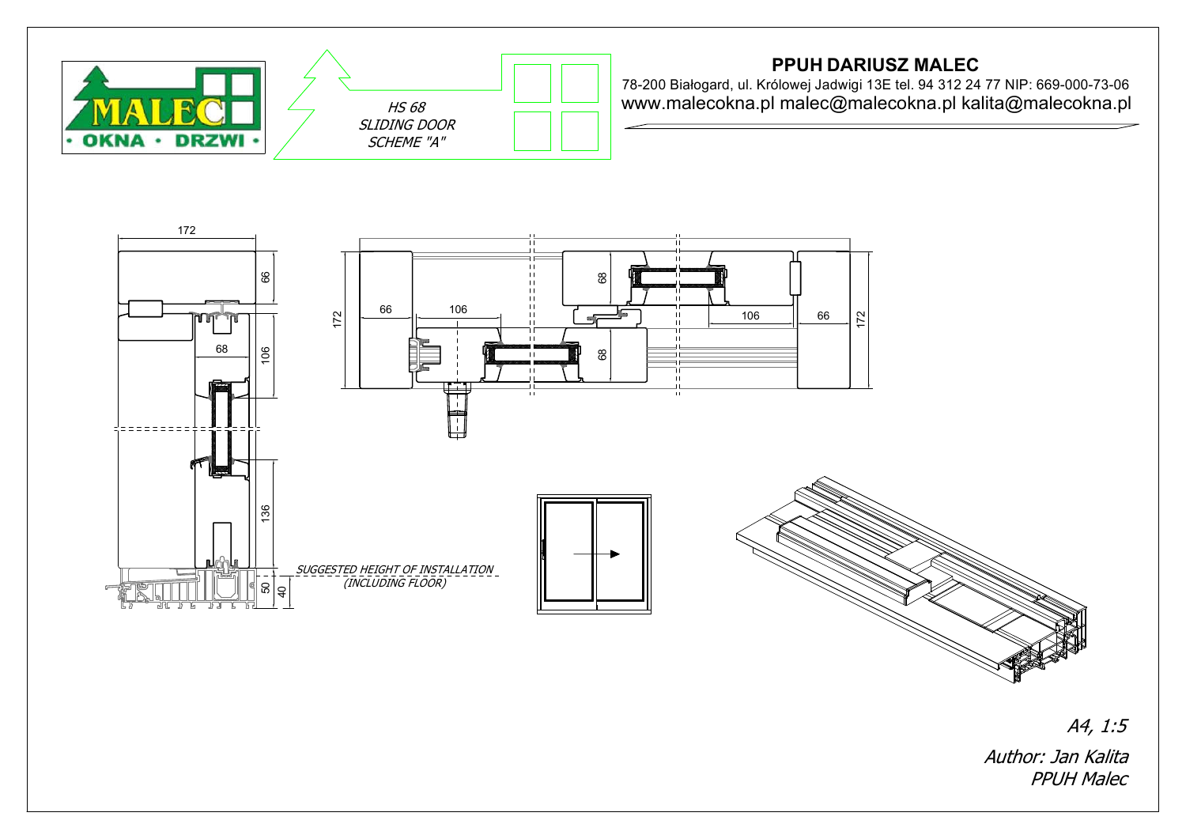MALEC · OKNA · DRZWI ·

*HS 68*
*SLIDING DOOR*
*SCHEME "A"*

**PPUH DARIUSZ MALEC**

78-200 Białogard, ul. Królowej Jadwigi 13E tel. 94 312 24 77 NIP: 669-000-73-06

www.malecokna.pl malec@malecokna.pl kalita@malecokna.pl

172

66

68

106

136

50

40

*SUGGESTED HEIGHT OF INSTALLATION*
*(INCLUDING FLOOR)*

172

66

106

68

68

106

66

172

*A4, 1:5*

*Author: Jan Kalita*
*PPUH Malec*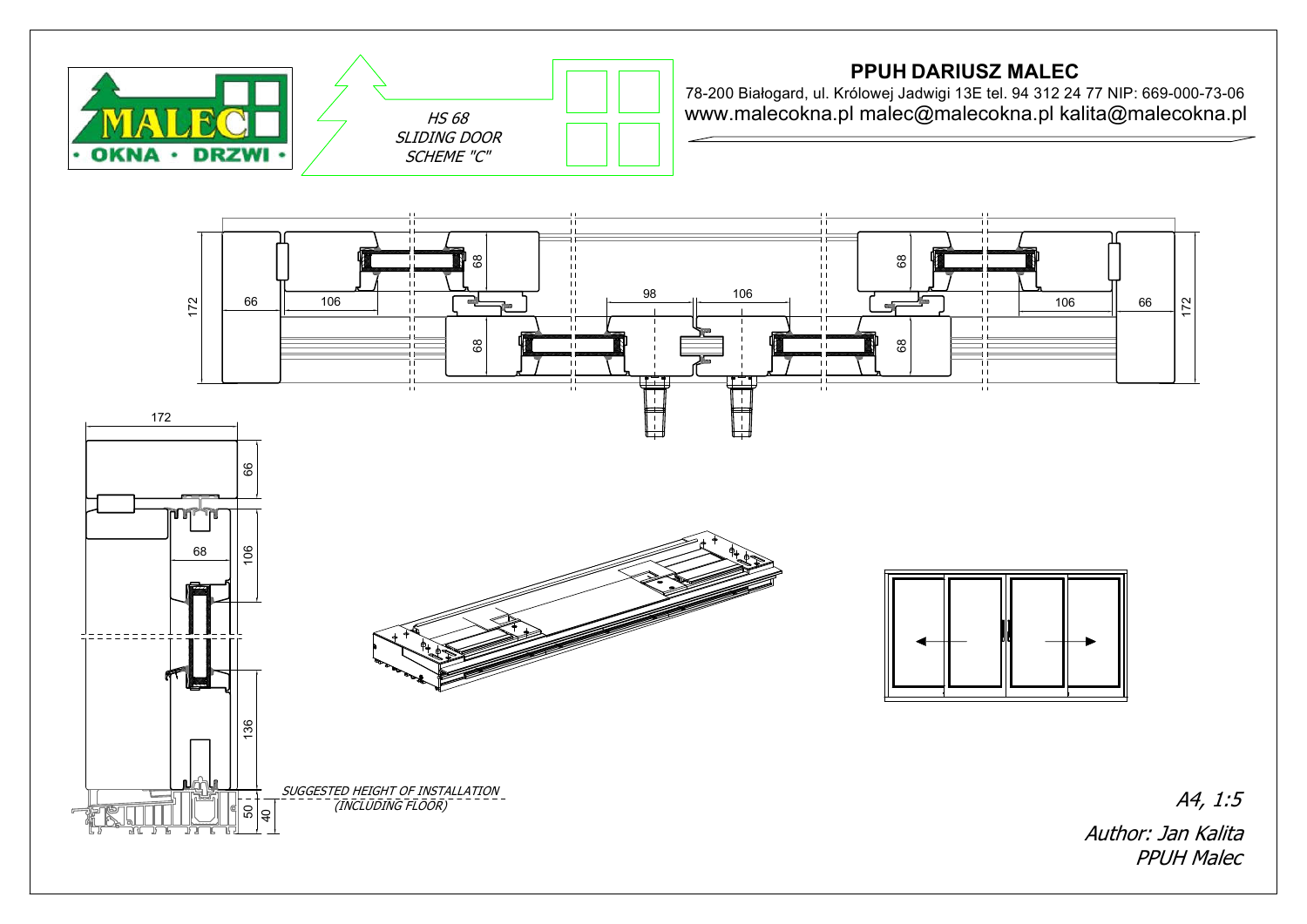**HS 68**
**SLIDING DOOR**
**SCHEME "C"**

## PPUH DARIUSZ MALEC

78-200 Białogard, ul. Królowej Jadwigi 13E tel. 94 312 24 77 NIP: 669-000-73-06
www.malecokna.pl malec@malecokna.pl kalita@malecokna.pl

172 | 66 | 106 | 68 | 68 | 98 | 106 | 68 | 68 | 106 | 66 | 172

172 | 66 | 106 | 68 | 136 | 50 | 40

SUGGESTED HEIGHT OF INSTALLATION
(INCLUDING FLOOR)

A4, 1:5

Author: Jan Kalita
PPUH Malec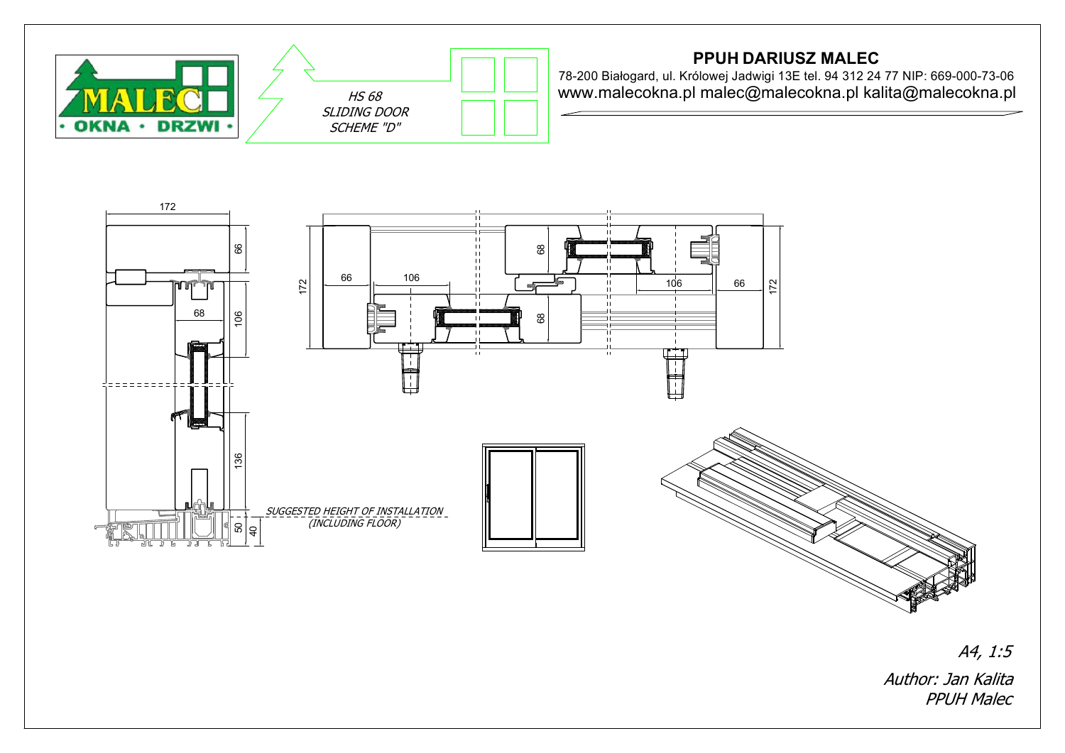# PPUH DARIUSZ MALEC

78-200 Białogard, ul. Królowej Jadwigi 13E tel. 94 312 24 77 NIP: 669-000-73-06

www.malecokna.pl malec@malecokna.pl kalita@malecokna.pl

MALEC • OKNA • DRZWI •

*HS 68*
*SLIDING DOOR*
*SCHEME "D"*

172

66

106

68

136

50

40

*SUGGESTED HEIGHT OF INSTALLATION*
*(INCLUDING FLOOR)*

172

66

106

68

68

106

66

172

*A4, 1:5*

*Author: Jan Kalita*
*PPUH Malec*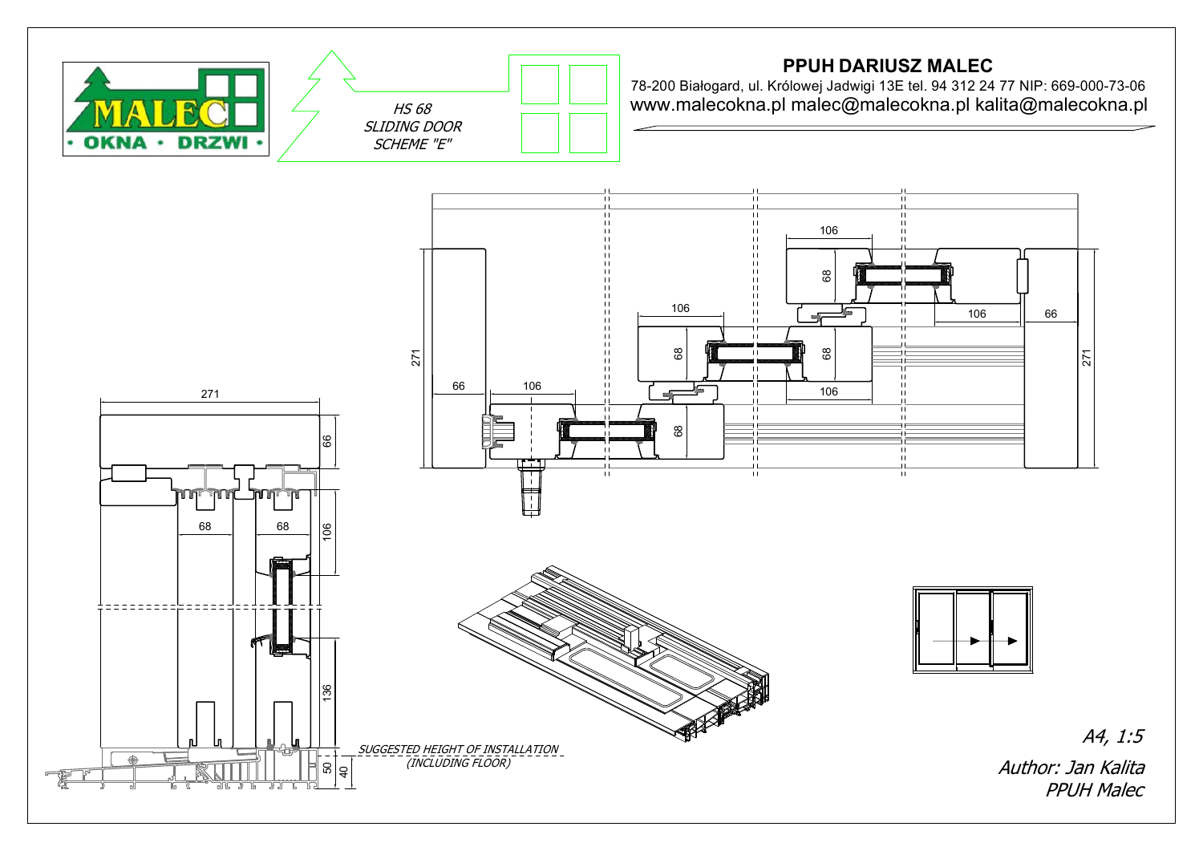**MALEC**
**• OKNA • DRZWI •**

*HS 68*
*SLIDING DOOR*
*SCHEME "E"*

## PPUH DARIUSZ MALEC

78-200 Białogard, ul. Królowej Jadwigi 13E tel. 94 312 24 77 NIP: 669-000-73-06
www.malecokna.pl malec@malecokna.pl kalita@malecokna.pl

106
68
106
68
106
68
106
66
271
271
66
106
68

271
66
68
68
106
136
50
40

*SUGGESTED HEIGHT OF INSTALLATION*
*(INCLUDING FLOOR)*

*A4, 1:5*

*Author: Jan Kalita*
*PPUH Malec*